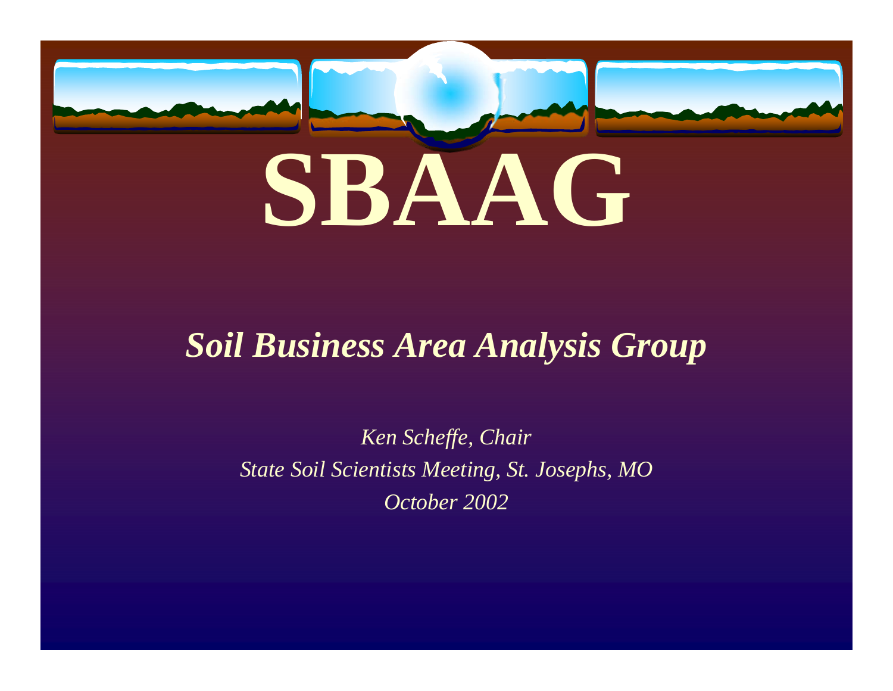# SBAAG

## *Soil Business Area Analysis Group*

*Ken Scheffe, Chair*

*State Soil Scientists Meeting, St. Josephs, MO*

*October 2002*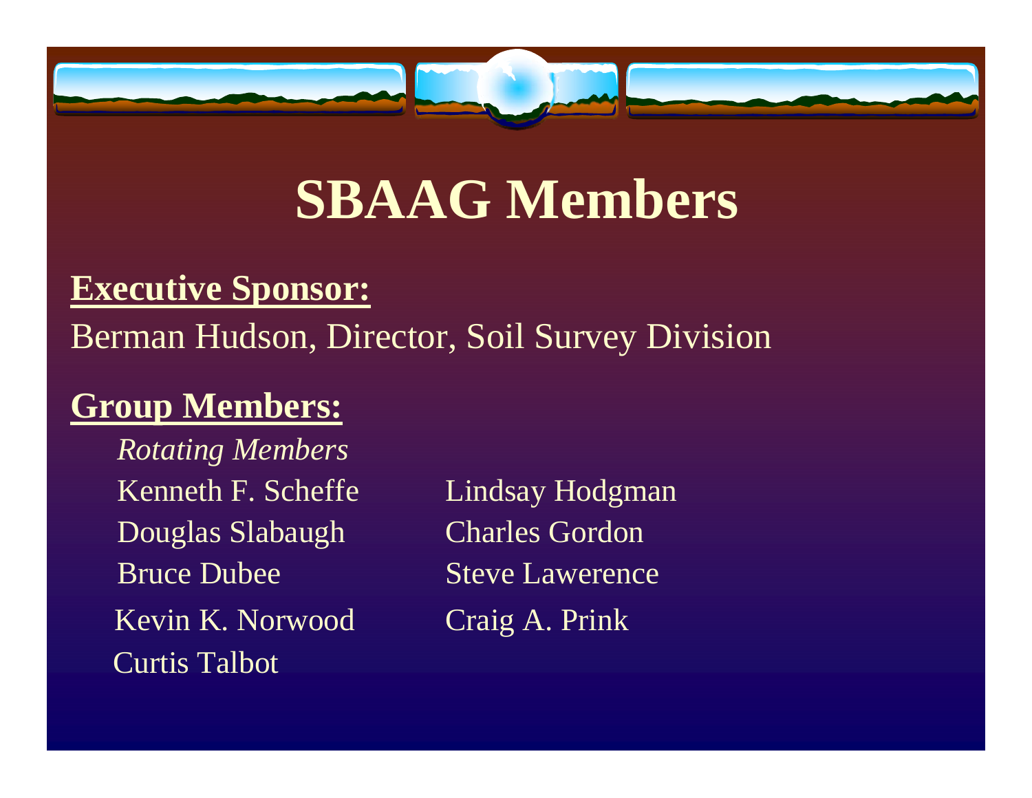# SBAAG Members

**Executive Sponsor:**

Berman Hudson, Director, Soil Survey Division

**Group Members:**

*Rotating Members*

Kenneth F. Scheffe

Douglas Slabaugh

Bruce Dubee

Kevin K. Norwood

Curtis Talbot

Lindsay Hodgman

Charles Gordon

Steve Lawerence

Craig A. Prink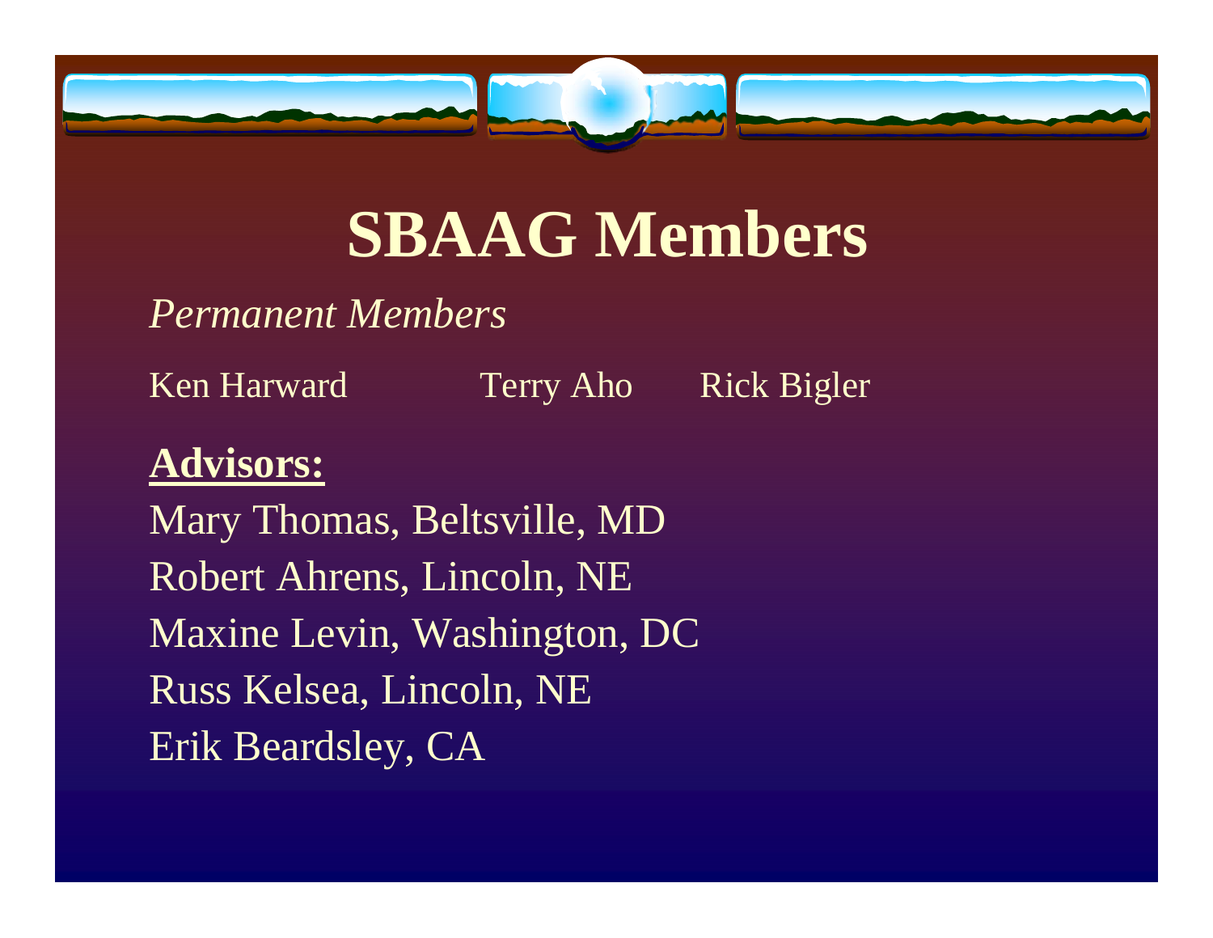# SBAAG Members

*Permanent Members*

Ken Harward Terry Aho Rick Bigler

**Advisors:**

Mary Thomas, Beltsville, MD
Robert Ahrens, Lincoln, NE
Maxine Levin, Washington, DC
Russ Kelsea, Lincoln, NE
Erik Beardsley, CA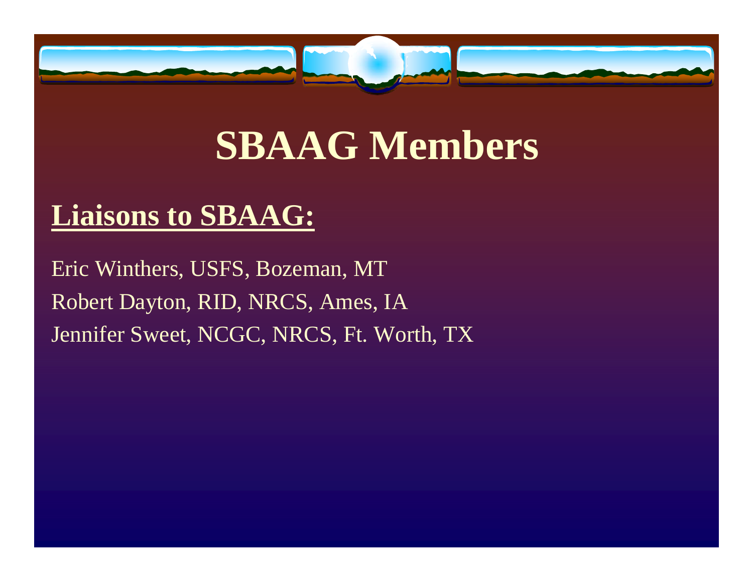# SBAAG Members

## Liaisons to SBAAG:

Eric Winthers, USFS, Bozeman, MT

Robert Dayton, RID, NRCS, Ames, IA

Jennifer Sweet, NCGC, NRCS, Ft. Worth, TX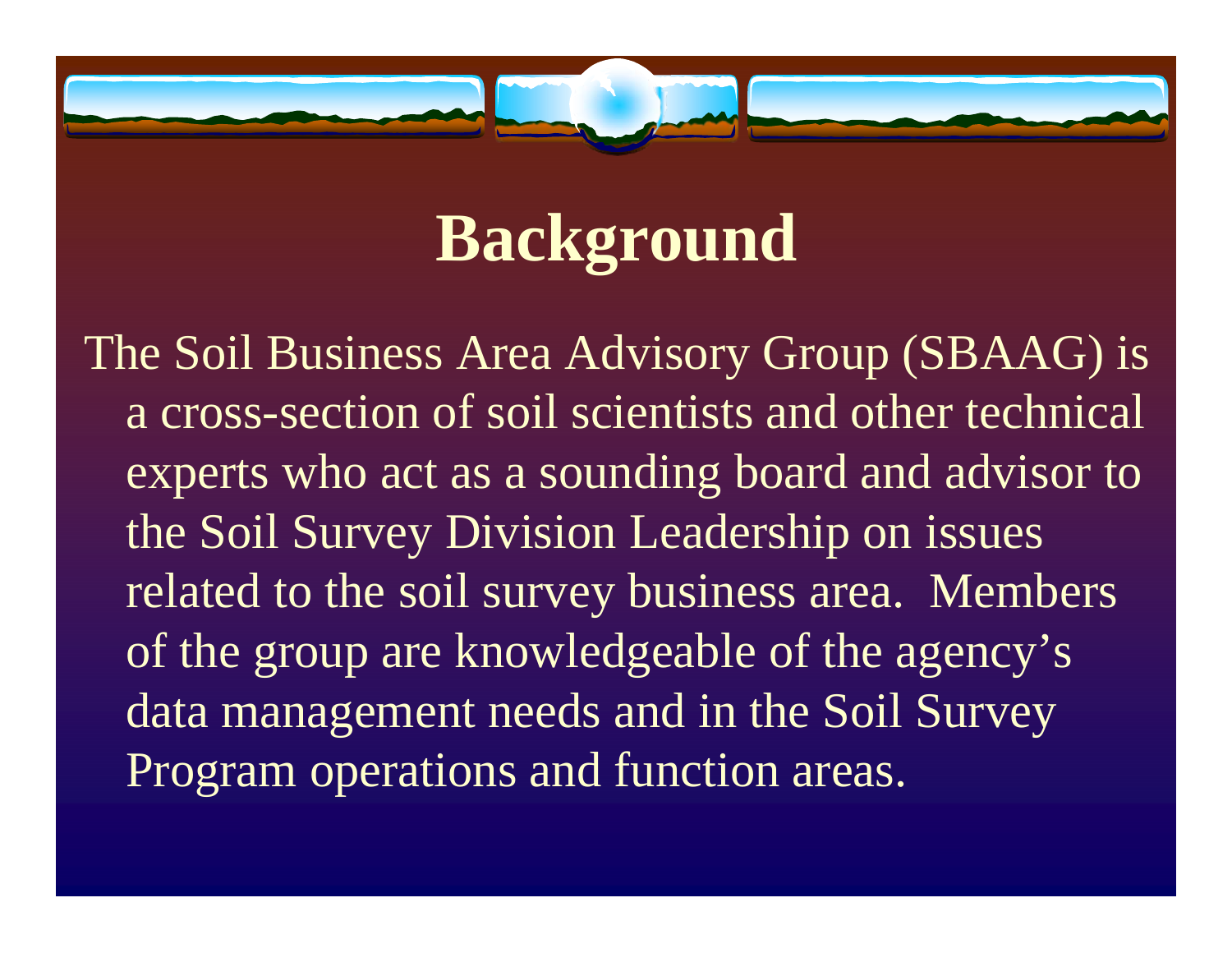# Background

The Soil Business Area Advisory Group (SBAAG) is a cross-section of soil scientists and other technical experts who act as a sounding board and advisor to the Soil Survey Division Leadership on issues related to the soil survey business area. Members of the group are knowledgeable of the agency's data management needs and in the Soil Survey Program operations and function areas.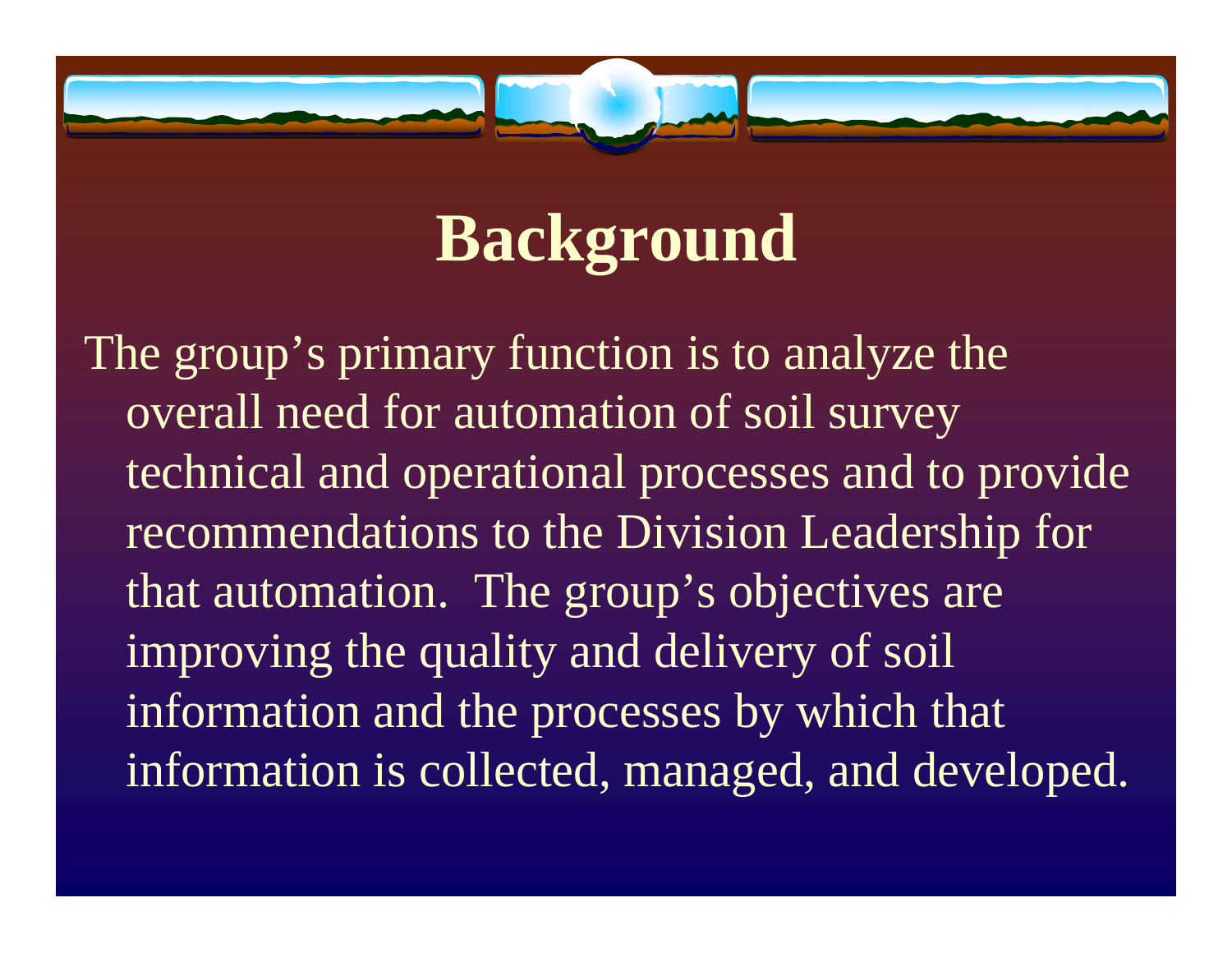# Background

The group’s primary function is to analyze the overall need for automation of soil survey technical and operational processes and to provide recommendations to the Division Leadership for that automation. The group’s objectives are improving the quality and delivery of soil information and the processes by which that information is collected, managed, and developed.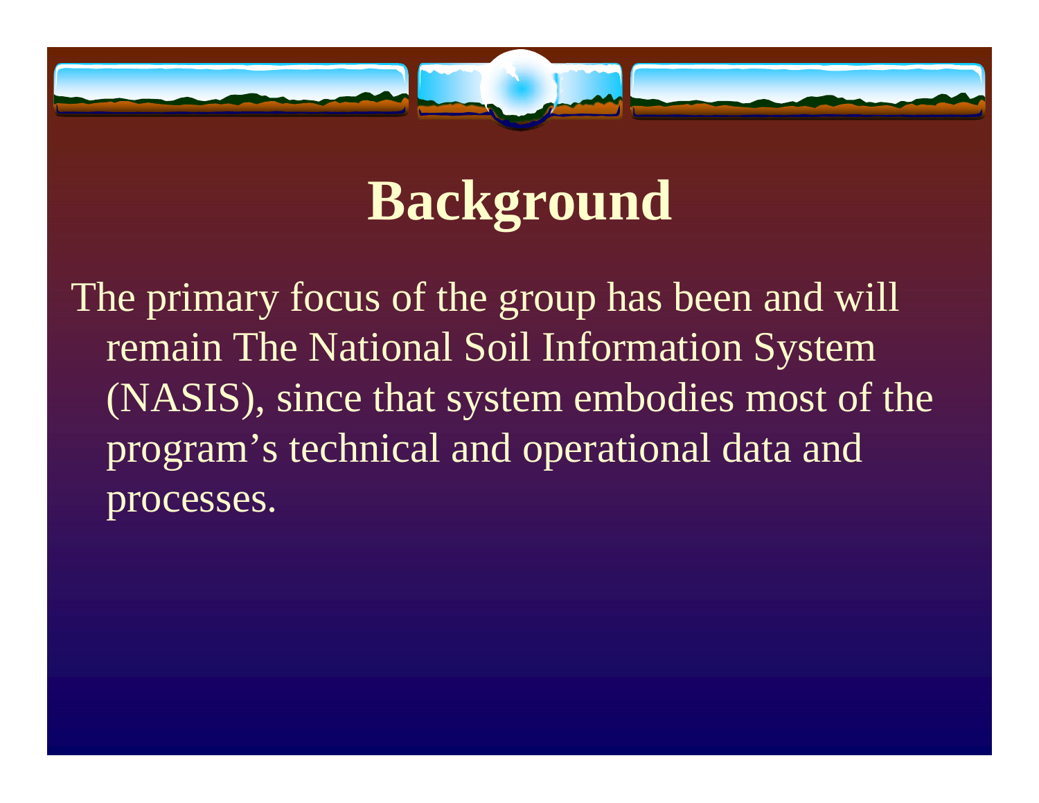# Background

The primary focus of the group has been and will remain The National Soil Information System (NASIS), since that system embodies most of the program's technical and operational data and processes.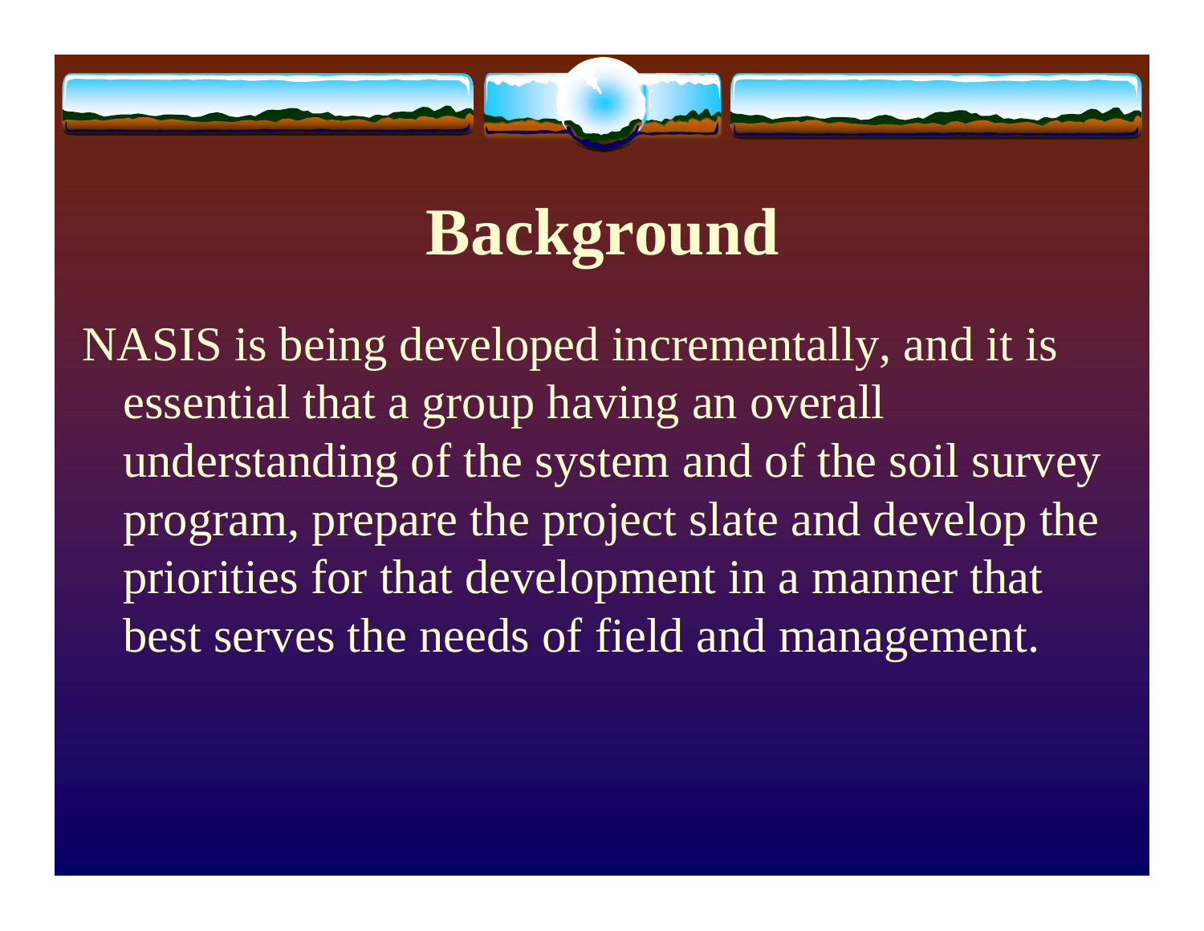# Background

NASIS is being developed incrementally, and it is essential that a group having an overall understanding of the system and of the soil survey program, prepare the project slate and develop the priorities for that development in a manner that best serves the needs of field and management.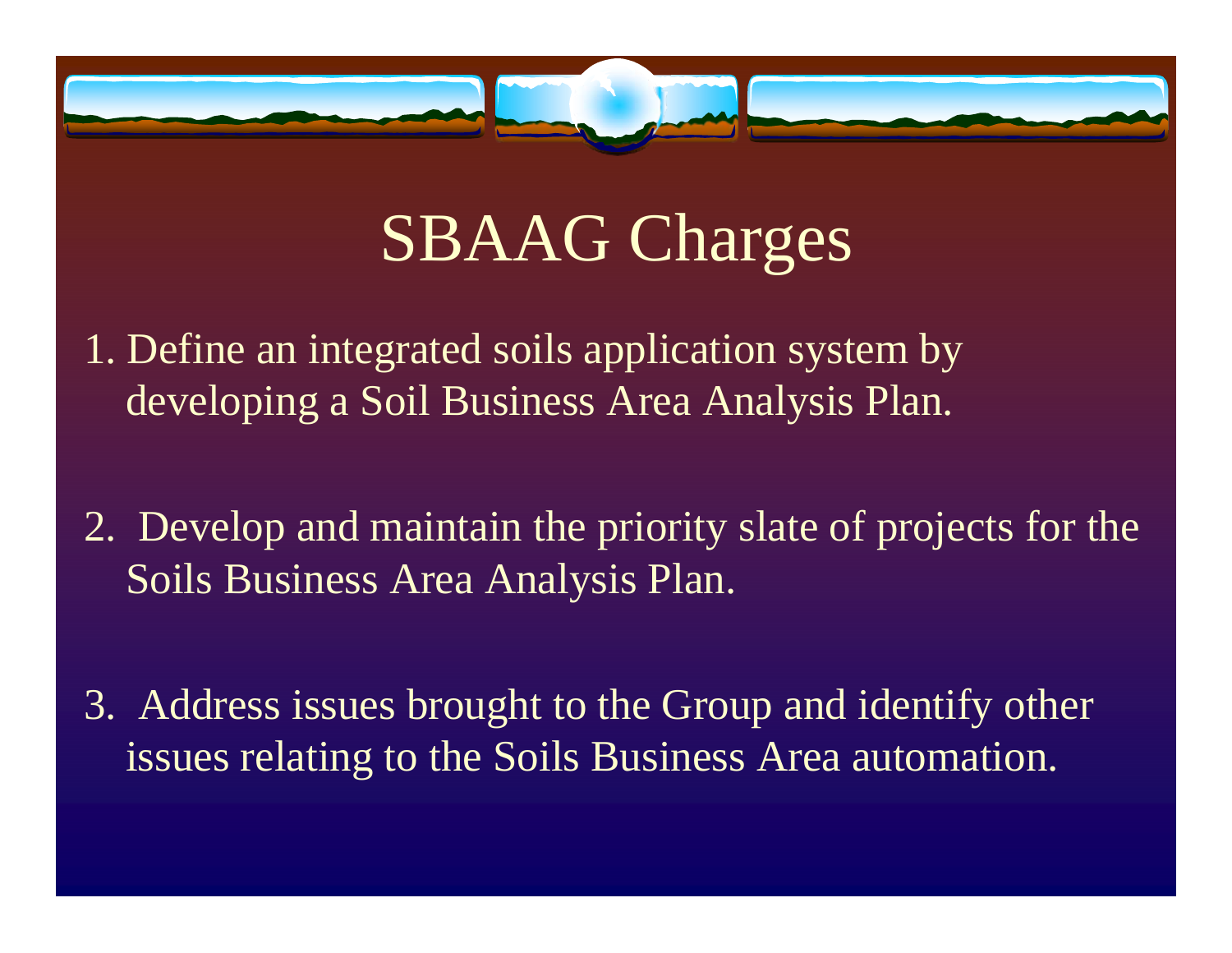# SBAAG Charges

1. Define an integrated soils application system by developing a Soil Business Area Analysis Plan.

2. Develop and maintain the priority slate of projects for the Soils Business Area Analysis Plan.

3. Address issues brought to the Group and identify other issues relating to the Soils Business Area automation.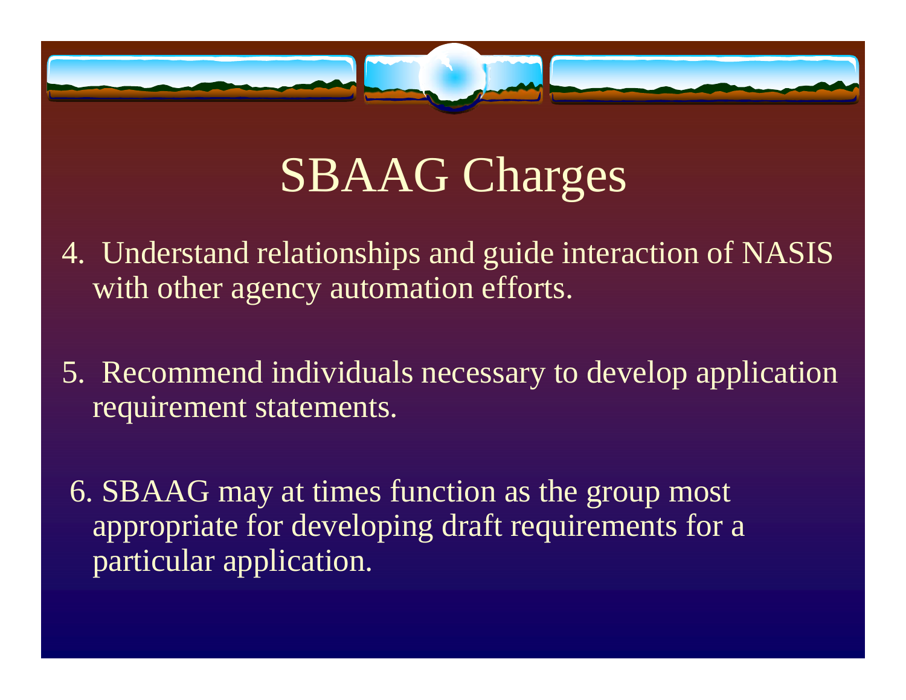# SBAAG Charges

4. Understand relationships and guide interaction of NASIS with other agency automation efforts.

5. Recommend individuals necessary to develop application requirement statements.

6. SBAAG may at times function as the group most appropriate for developing draft requirements for a particular application.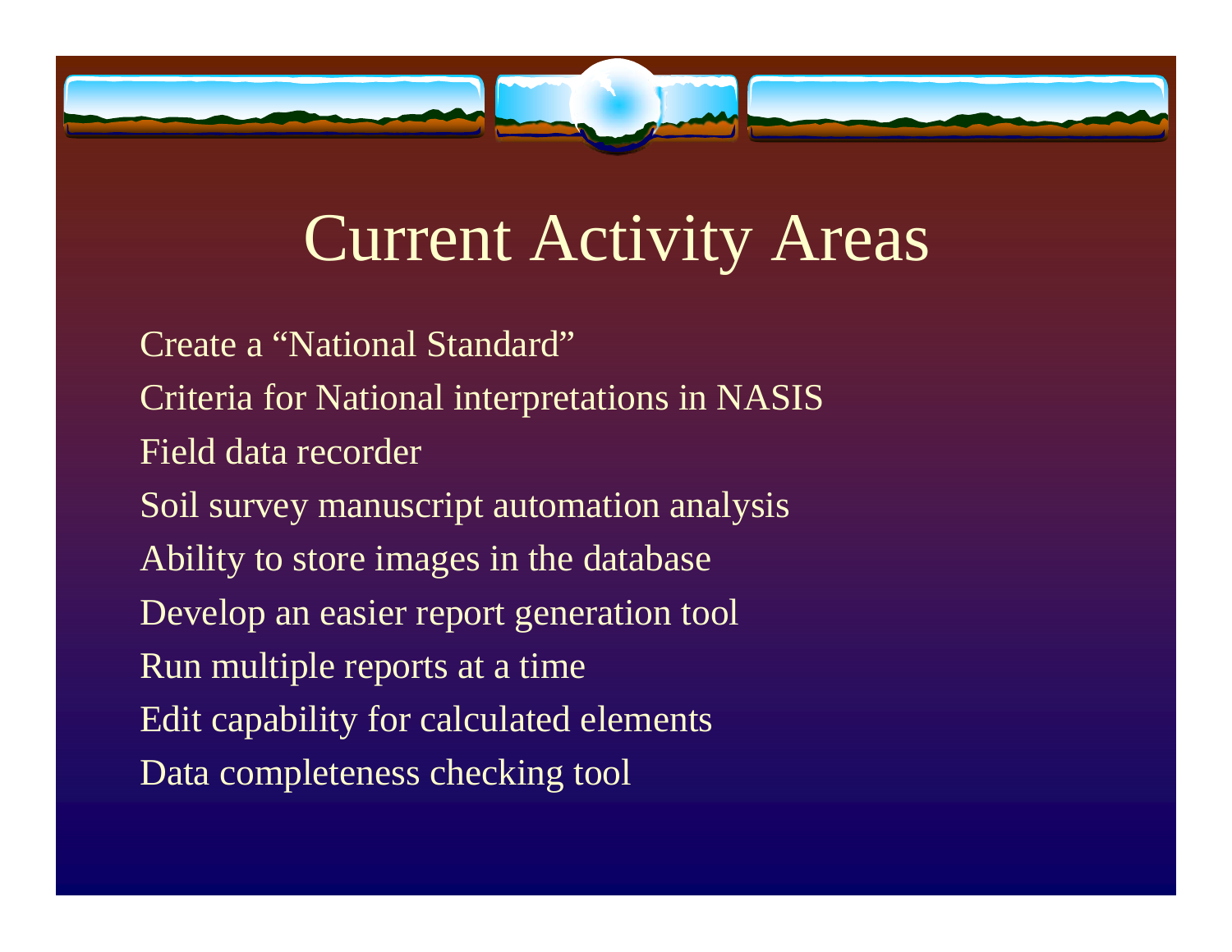# Current Activity Areas

Create a “National Standard”

Criteria for National interpretations in NASIS

Field data recorder

Soil survey manuscript automation analysis

Ability to store images in the database

Develop an easier report generation tool

Run multiple reports at a time

Edit capability for calculated elements

Data completeness checking tool